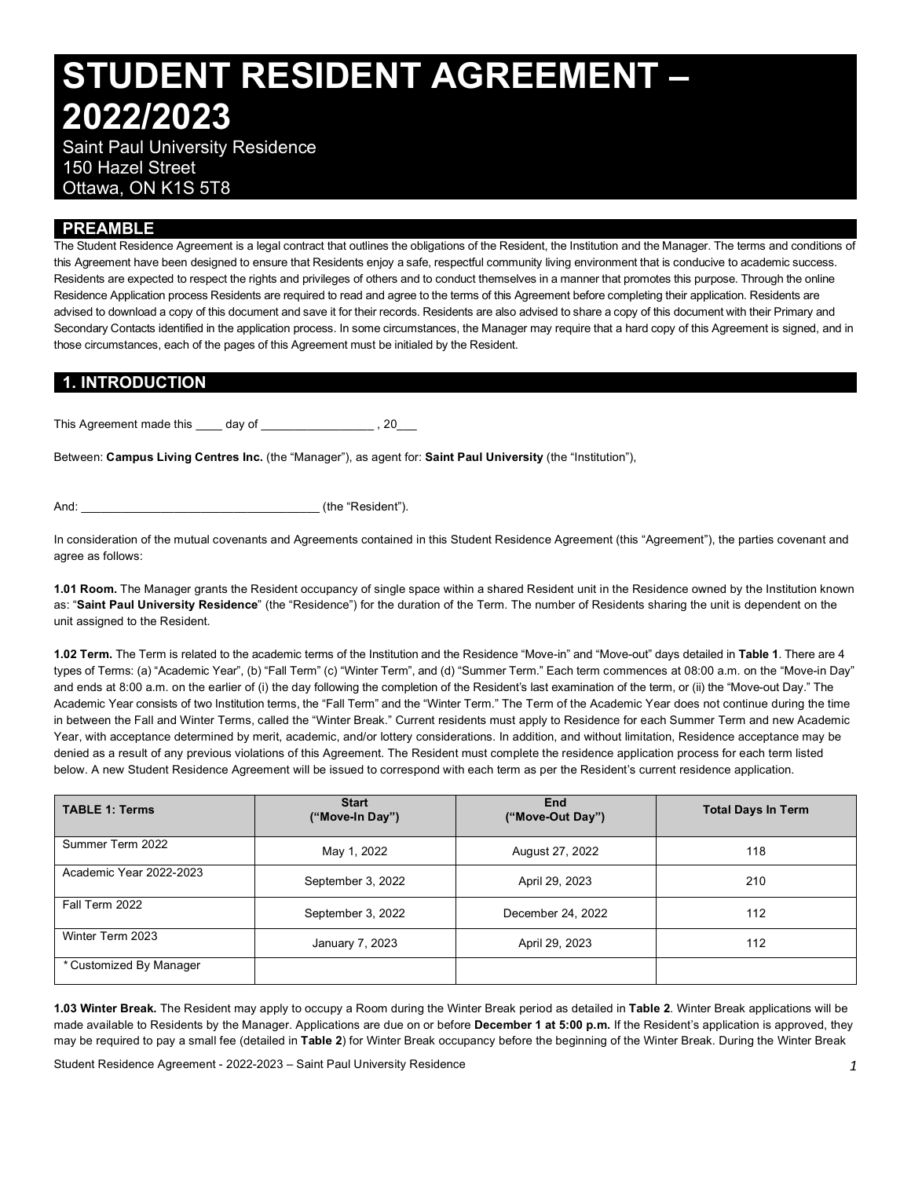# STUDENT RESIDENT AGREEMENT – 2022/2023

Saint Paul University Residence
150 Hazel Street
Ottawa, ON K1S 5T8

## PREAMBLE

The Student Residence Agreement is a legal contract that outlines the obligations of the Resident, the Institution and the Manager. The terms and conditions of this Agreement have been designed to ensure that Residents enjoy a safe, respectful community living environment that is conducive to academic success. Residents are expected to respect the rights and privileges of others and to conduct themselves in a manner that promotes this purpose. Through the online Residence Application process Residents are required to read and agree to the terms of this Agreement before completing their application. Residents are advised to download a copy of this document and save it for their records. Residents are also advised to share a copy of this document with their Primary and Secondary Contacts identified in the application process. In some circumstances, the Manager may require that a hard copy of this Agreement is signed, and in those circumstances, each of the pages of this Agreement must be initialed by the Resident.

## 1. INTRODUCTION

This Agreement made this ____ day of _________________ , 20___

Between: **Campus Living Centres Inc.** (the "Manager"), as agent for: **Saint Paul University** (the "Institution"),

And: ___________________________________ (the "Resident").

In consideration of the mutual covenants and Agreements contained in this Student Residence Agreement (this "Agreement"), the parties covenant and agree as follows:

**1.01 Room.** The Manager grants the Resident occupancy of single space within a shared Resident unit in the Residence owned by the Institution known as: "**Saint Paul University Residence**" (the "Residence") for the duration of the Term. The number of Residents sharing the unit is dependent on the unit assigned to the Resident.

**1.02 Term.** The Term is related to the academic terms of the Institution and the Residence "Move-in" and "Move-out" days detailed in **Table 1**. There are 4 types of Terms: (a) "Academic Year", (b) "Fall Term" (c) "Winter Term", and (d) "Summer Term." Each term commences at 08:00 a.m. on the "Move-in Day" and ends at 8:00 a.m. on the earlier of (i) the day following the completion of the Resident's last examination of the term, or (ii) the "Move-out Day." The Academic Year consists of two Institution terms, the "Fall Term" and the "Winter Term." The Term of the Academic Year does not continue during the time in between the Fall and Winter Terms, called the "Winter Break." Current residents must apply to Residence for each Summer Term and new Academic Year, with acceptance determined by merit, academic, and/or lottery considerations. In addition, and without limitation, Residence acceptance may be denied as a result of any previous violations of this Agreement. The Resident must complete the residence application process for each term listed below. A new Student Residence Agreement will be issued to correspond with each term as per the Resident's current residence application.

| TABLE 1: Terms | Start ("Move-In Day") | End ("Move-Out Day") | Total Days In Term |
|---|---|---|---|
| Summer Term 2022 | May 1, 2022 | August 27, 2022 | 118 |
| Academic Year 2022-2023 | September 3, 2022 | April 29, 2023 | 210 |
| Fall Term 2022 | September 3, 2022 | December 24, 2022 | 112 |
| Winter Term 2023 | January 7, 2023 | April 29, 2023 | 112 |
| * Customized By Manager | | | |

**1.03 Winter Break.** The Resident may apply to occupy a Room during the Winter Break period as detailed in **Table 2**. Winter Break applications will be made available to Residents by the Manager. Applications are due on or before **December 1 at 5:00 p.m.** If the Resident's application is approved, they may be required to pay a small fee (detailed in **Table 2**) for Winter Break occupancy before the beginning of the Winter Break. During the Winter Break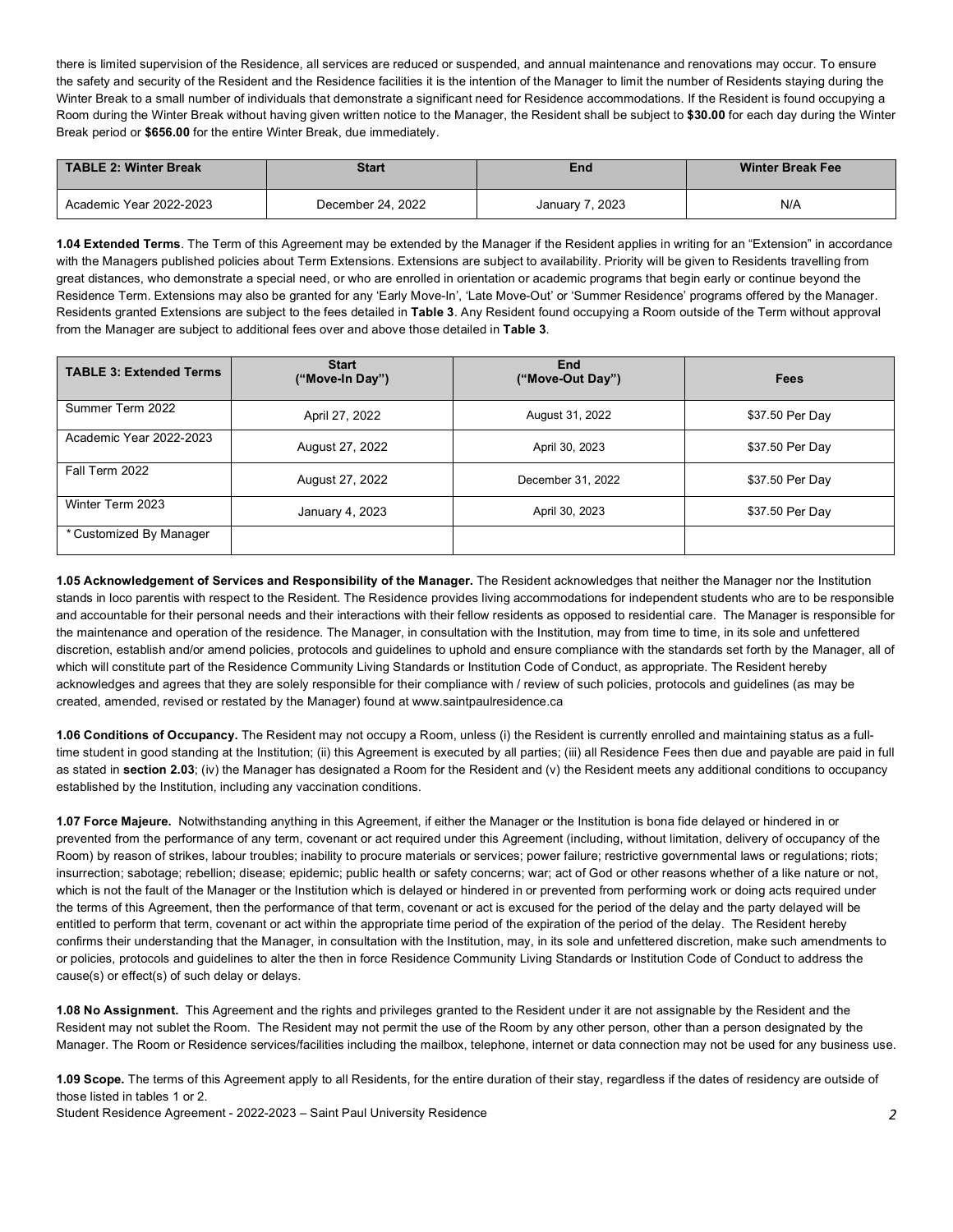there is limited supervision of the Residence, all services are reduced or suspended, and annual maintenance and renovations may occur. To ensure the safety and security of the Resident and the Residence facilities it is the intention of the Manager to limit the number of Residents staying during the Winter Break to a small number of individuals that demonstrate a significant need for Residence accommodations. If the Resident is found occupying a Room during the Winter Break without having given written notice to the Manager, the Resident shall be subject to **$30.00** for each day during the Winter Break period or **$656.00** for the entire Winter Break, due immediately.

| TABLE 2: Winter Break | Start | End | Winter Break Fee |
|---|---|---|---|
| Academic Year 2022-2023 | December 24, 2022 | January 7, 2023 | N/A |

**1.04 Extended Terms**. The Term of this Agreement may be extended by the Manager if the Resident applies in writing for an "Extension" in accordance with the Managers published policies about Term Extensions. Extensions are subject to availability. Priority will be given to Residents travelling from great distances, who demonstrate a special need, or who are enrolled in orientation or academic programs that begin early or continue beyond the Residence Term. Extensions may also be granted for any 'Early Move-In', 'Late Move-Out' or 'Summer Residence' programs offered by the Manager. Residents granted Extensions are subject to the fees detailed in **Table 3**. Any Resident found occupying a Room outside of the Term without approval from the Manager are subject to additional fees over and above those detailed in **Table 3**.

| TABLE 3: Extended Terms | Start ("Move-In Day") | End ("Move-Out Day") | Fees |
|---|---|---|---|
| Summer Term 2022 | April 27, 2022 | August 31, 2022 | $37.50 Per Day |
| Academic Year 2022-2023 | August 27, 2022 | April 30, 2023 | $37.50 Per Day |
| Fall Term 2022 | August 27, 2022 | December 31, 2022 | $37.50 Per Day |
| Winter Term 2023 | January 4, 2023 | April 30, 2023 | $37.50 Per Day |
| * Customized By Manager | | | |

**1.05 Acknowledgement of Services and Responsibility of the Manager.** The Resident acknowledges that neither the Manager nor the Institution stands in loco parentis with respect to the Resident. The Residence provides living accommodations for independent students who are to be responsible and accountable for their personal needs and their interactions with their fellow residents as opposed to residential care. The Manager is responsible for the maintenance and operation of the residence. The Manager, in consultation with the Institution, may from time to time, in its sole and unfettered discretion, establish and/or amend policies, protocols and guidelines to uphold and ensure compliance with the standards set forth by the Manager, all of which will constitute part of the Residence Community Living Standards or Institution Code of Conduct, as appropriate. The Resident hereby acknowledges and agrees that they are solely responsible for their compliance with / review of such policies, protocols and guidelines (as may be created, amended, revised or restated by the Manager) found at www.saintpaulresidence.ca

**1.06 Conditions of Occupancy.** The Resident may not occupy a Room, unless (i) the Resident is currently enrolled and maintaining status as a full-time student in good standing at the Institution; (ii) this Agreement is executed by all parties; (iii) all Residence Fees then due and payable are paid in full as stated in **section 2.03**; (iv) the Manager has designated a Room for the Resident and (v) the Resident meets any additional conditions to occupancy established by the Institution, including any vaccination conditions.

**1.07 Force Majeure.** Notwithstanding anything in this Agreement, if either the Manager or the Institution is bona fide delayed or hindered in or prevented from the performance of any term, covenant or act required under this Agreement (including, without limitation, delivery of occupancy of the Room) by reason of strikes, labour troubles; inability to procure materials or services; power failure; restrictive governmental laws or regulations; riots; insurrection; sabotage; rebellion; disease; epidemic; public health or safety concerns; war; act of God or other reasons whether of a like nature or not, which is not the fault of the Manager or the Institution which is delayed or hindered in or prevented from performing work or doing acts required under the terms of this Agreement, then the performance of that term, covenant or act is excused for the period of the delay and the party delayed will be entitled to perform that term, covenant or act within the appropriate time period of the expiration of the period of the delay. The Resident hereby confirms their understanding that the Manager, in consultation with the Institution, may, in its sole and unfettered discretion, make such amendments to or policies, protocols and guidelines to alter the then in force Residence Community Living Standards or Institution Code of Conduct to address the cause(s) or effect(s) of such delay or delays.

**1.08 No Assignment.** This Agreement and the rights and privileges granted to the Resident under it are not assignable by the Resident and the Resident may not sublet the Room. The Resident may not permit the use of the Room by any other person, other than a person designated by the Manager. The Room or Residence services/facilities including the mailbox, telephone, internet or data connection may not be used for any business use.

**1.09 Scope.** The terms of this Agreement apply to all Residents, for the entire duration of their stay, regardless if the dates of residency are outside of those listed in tables 1 or 2.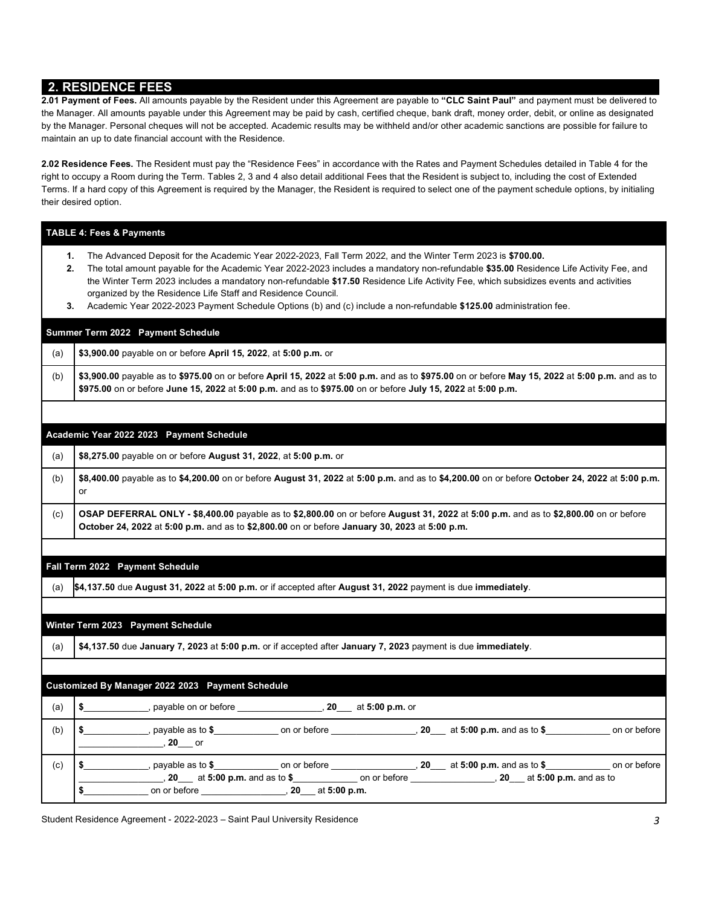## 2. RESIDENCE FEES

**2.01 Payment of Fees.** All amounts payable by the Resident under this Agreement are payable to **"CLC Saint Paul"** and payment must be delivered to the Manager. All amounts payable under this Agreement may be paid by cash, certified cheque, bank draft, money order, debit, or online as designated by the Manager. Personal cheques will not be accepted. Academic results may be withheld and/or other academic sanctions are possible for failure to maintain an up to date financial account with the Residence.

**2.02 Residence Fees.** The Resident must pay the "Residence Fees" in accordance with the Rates and Payment Schedules detailed in Table 4 for the right to occupy a Room during the Term. Tables 2, 3 and 4 also detail additional Fees that the Resident is subject to, including the cost of Extended Terms. If a hard copy of this Agreement is required by the Manager, the Resident is required to select one of the payment schedule options, by initialing their desired option.

**TABLE 4: Fees & Payments**

1. The Advanced Deposit for the Academic Year 2022-2023, Fall Term 2022, and the Winter Term 2023 is **$700.00.**
2. The total amount payable for the Academic Year 2022-2023 includes a mandatory non-refundable **$35.00** Residence Life Activity Fee, and the Winter Term 2023 includes a mandatory non-refundable **$17.50** Residence Life Activity Fee, which subsidizes events and activities organized by the Residence Life Staff and Residence Council.
3. Academic Year 2022-2023 Payment Schedule Options (b) and (c) include a non-refundable **$125.00** administration fee.

| **Summer Term 2022 Payment Schedule** | |
|---|---|
| (a) | **$3,900.00** payable on or before **April 15, 2022**, at **5:00 p.m.** or |
| (b) | **$3,900.00** payable as to **$975.00** on or before **April 15, 2022** at **5:00 p.m.** and as to **$975.00** on or before **May 15, 2022** at **5:00 p.m.** and as to **$975.00** on or before **June 15, 2022** at **5:00 p.m.** and as to **$975.00** on or before **July 15, 2022** at **5:00 p.m.** |

| **Academic Year 2022 2023 Payment Schedule** | |
|---|---|
| (a) | **$8,275.00** payable on or before **August 31, 2022**, at **5:00 p.m.** or |
| (b) | **$8,400.00** payable as to **$4,200.00** on or before **August 31, 2022** at **5:00 p.m.** and as to **$4,200.00** on or before **October 24, 2022** at **5:00 p.m.** or |
| (c) | **OSAP DEFERRAL ONLY - $8,400.00** payable as to **$2,800.00** on or before **August 31, 2022** at **5:00 p.m.** and as to **$2,800.00** on or before **October 24, 2022** at **5:00 p.m.** and as to **$2,800.00** on or before **January 30, 2023** at **5:00 p.m.** |

| **Fall Term 2022 Payment Schedule** | |
|---|---|
| (a) | **$4,137.50** due **August 31, 2022** at **5:00 p.m.** or if accepted after **August 31, 2022** payment is due **immediately**. |

| **Winter Term 2023 Payment Schedule** | |
|---|---|
| (a) | **$4,137.50** due **January 7, 2023** at **5:00 p.m.** or if accepted after **January 7, 2023** payment is due **immediately**. |

| **Customized By Manager 2022 2023 Payment Schedule** | |
|---|---|
| (a) | **$**____________, payable on or before ________________, **20**___ at **5:00 p.m.** or |
| (b) | **$**____________, payable as to **$**____________ on or before ________________, **20**___ at **5:00 p.m.** and as to **$**____________ on or before ________________, **20**___ or |
| (c) | **$**____________, payable as to **$**____________ on or before ________________, **20**___ at **5:00 p.m.** and as to **$**____________ on or before ________________, **20**___ at **5:00 p.m.** and as to **$**____________ on or before ________________, **20**___ at **5:00 p.m.** and as to **$**____________ on or before ________________, **20**___ at **5:00 p.m.** |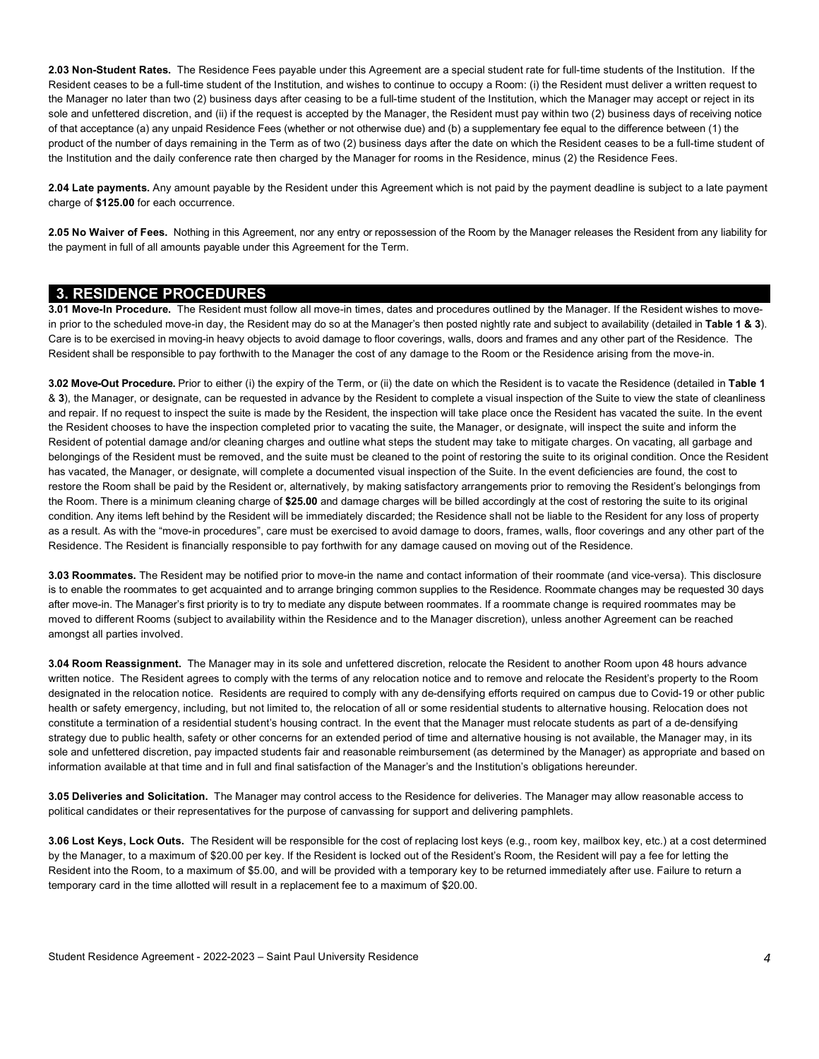**2.03 Non-Student Rates.** The Residence Fees payable under this Agreement are a special student rate for full-time students of the Institution. If the Resident ceases to be a full-time student of the Institution, and wishes to continue to occupy a Room: (i) the Resident must deliver a written request to the Manager no later than two (2) business days after ceasing to be a full-time student of the Institution, which the Manager may accept or reject in its sole and unfettered discretion, and (ii) if the request is accepted by the Manager, the Resident must pay within two (2) business days of receiving notice of that acceptance (a) any unpaid Residence Fees (whether or not otherwise due) and (b) a supplementary fee equal to the difference between (1) the product of the number of days remaining in the Term as of two (2) business days after the date on which the Resident ceases to be a full-time student of the Institution and the daily conference rate then charged by the Manager for rooms in the Residence, minus (2) the Residence Fees.

**2.04 Late payments.** Any amount payable by the Resident under this Agreement which is not paid by the payment deadline is subject to a late payment charge of **$125.00** for each occurrence.

**2.05 No Waiver of Fees.** Nothing in this Agreement, nor any entry or repossession of the Room by the Manager releases the Resident from any liability for the payment in full of all amounts payable under this Agreement for the Term.

## 3. RESIDENCE PROCEDURES

**3.01 Move-In Procedure.** The Resident must follow all move-in times, dates and procedures outlined by the Manager. If the Resident wishes to move-in prior to the scheduled move-in day, the Resident may do so at the Manager's then posted nightly rate and subject to availability (detailed in **Table 1 & 3**). Care is to be exercised in moving-in heavy objects to avoid damage to floor coverings, walls, doors and frames and any other part of the Residence. The Resident shall be responsible to pay forthwith to the Manager the cost of any damage to the Room or the Residence arising from the move-in.

**3.02 Move-Out Procedure.** Prior to either (i) the expiry of the Term, or (ii) the date on which the Resident is to vacate the Residence (detailed in **Table 1** & **3**), the Manager, or designate, can be requested in advance by the Resident to complete a visual inspection of the Suite to view the state of cleanliness and repair. If no request to inspect the suite is made by the Resident, the inspection will take place once the Resident has vacated the suite. In the event the Resident chooses to have the inspection completed prior to vacating the suite, the Manager, or designate, will inspect the suite and inform the Resident of potential damage and/or cleaning charges and outline what steps the student may take to mitigate charges. On vacating, all garbage and belongings of the Resident must be removed, and the suite must be cleaned to the point of restoring the suite to its original condition. Once the Resident has vacated, the Manager, or designate, will complete a documented visual inspection of the Suite. In the event deficiencies are found, the cost to restore the Room shall be paid by the Resident or, alternatively, by making satisfactory arrangements prior to removing the Resident's belongings from the Room. There is a minimum cleaning charge of **$25.00** and damage charges will be billed accordingly at the cost of restoring the suite to its original condition. Any items left behind by the Resident will be immediately discarded; the Residence shall not be liable to the Resident for any loss of property as a result. As with the "move-in procedures", care must be exercised to avoid damage to doors, frames, walls, floor coverings and any other part of the Residence. The Resident is financially responsible to pay forthwith for any damage caused on moving out of the Residence.

**3.03 Roommates.** The Resident may be notified prior to move-in the name and contact information of their roommate (and vice-versa). This disclosure is to enable the roommates to get acquainted and to arrange bringing common supplies to the Residence. Roommate changes may be requested 30 days after move-in. The Manager's first priority is to try to mediate any dispute between roommates. If a roommate change is required roommates may be moved to different Rooms (subject to availability within the Residence and to the Manager discretion), unless another Agreement can be reached amongst all parties involved.

**3.04 Room Reassignment.** The Manager may in its sole and unfettered discretion, relocate the Resident to another Room upon 48 hours advance written notice. The Resident agrees to comply with the terms of any relocation notice and to remove and relocate the Resident's property to the Room designated in the relocation notice. Residents are required to comply with any de-densifying efforts required on campus due to Covid-19 or other public health or safety emergency, including, but not limited to, the relocation of all or some residential students to alternative housing. Relocation does not constitute a termination of a residential student's housing contract. In the event that the Manager must relocate students as part of a de-densifying strategy due to public health, safety or other concerns for an extended period of time and alternative housing is not available, the Manager may, in its sole and unfettered discretion, pay impacted students fair and reasonable reimbursement (as determined by the Manager) as appropriate and based on information available at that time and in full and final satisfaction of the Manager's and the Institution's obligations hereunder.

**3.05 Deliveries and Solicitation.** The Manager may control access to the Residence for deliveries. The Manager may allow reasonable access to political candidates or their representatives for the purpose of canvassing for support and delivering pamphlets.

**3.06 Lost Keys, Lock Outs.** The Resident will be responsible for the cost of replacing lost keys (e.g., room key, mailbox key, etc.) at a cost determined by the Manager, to a maximum of $20.00 per key. If the Resident is locked out of the Resident's Room, the Resident will pay a fee for letting the Resident into the Room, to a maximum of $5.00, and will be provided with a temporary key to be returned immediately after use. Failure to return a temporary card in the time allotted will result in a replacement fee to a maximum of $20.00.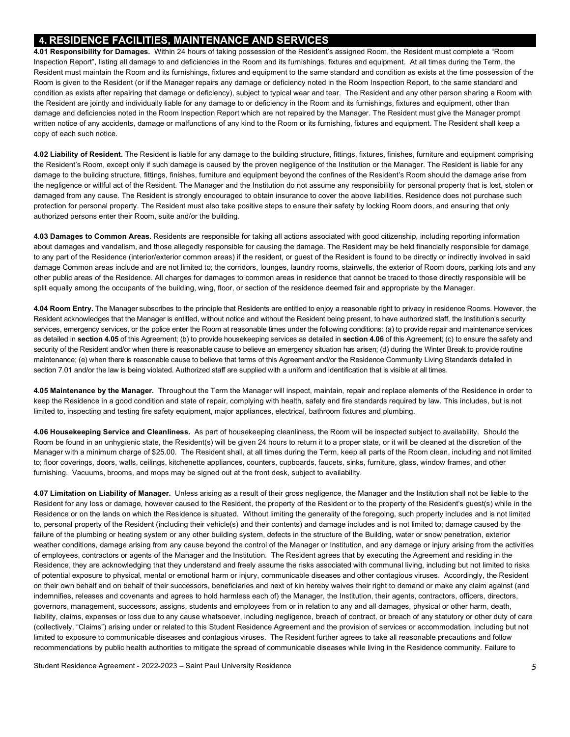## 4. RESIDENCE FACILITIES, MAINTENANCE AND SERVICES

**4.01 Responsibility for Damages.** Within 24 hours of taking possession of the Resident's assigned Room, the Resident must complete a "Room Inspection Report", listing all damage to and deficiencies in the Room and its furnishings, fixtures and equipment. At all times during the Term, the Resident must maintain the Room and its furnishings, fixtures and equipment to the same standard and condition as exists at the time possession of the Room is given to the Resident (or if the Manager repairs any damage or deficiency noted in the Room Inspection Report, to the same standard and condition as exists after repairing that damage or deficiency), subject to typical wear and tear. The Resident and any other person sharing a Room with the Resident are jointly and individually liable for any damage to or deficiency in the Room and its furnishings, fixtures and equipment, other than damage and deficiencies noted in the Room Inspection Report which are not repaired by the Manager. The Resident must give the Manager prompt written notice of any accidents, damage or malfunctions of any kind to the Room or its furnishing, fixtures and equipment. The Resident shall keep a copy of each such notice.

**4.02 Liability of Resident.** The Resident is liable for any damage to the building structure, fittings, fixtures, finishes, furniture and equipment comprising the Resident's Room, except only if such damage is caused by the proven negligence of the Institution or the Manager. The Resident is liable for any damage to the building structure, fittings, finishes, furniture and equipment beyond the confines of the Resident's Room should the damage arise from the negligence or willful act of the Resident. The Manager and the Institution do not assume any responsibility for personal property that is lost, stolen or damaged from any cause. The Resident is strongly encouraged to obtain insurance to cover the above liabilities. Residence does not purchase such protection for personal property. The Resident must also take positive steps to ensure their safety by locking Room doors, and ensuring that only authorized persons enter their Room, suite and/or the building.

**4.03 Damages to Common Areas.** Residents are responsible for taking all actions associated with good citizenship, including reporting information about damages and vandalism, and those allegedly responsible for causing the damage. The Resident may be held financially responsible for damage to any part of the Residence (interior/exterior common areas) if the resident, or guest of the Resident is found to be directly or indirectly involved in said damage Common areas include and are not limited to; the corridors, lounges, laundry rooms, stairwells, the exterior of Room doors, parking lots and any other public areas of the Residence. All charges for damages to common areas in residence that cannot be traced to those directly responsible will be split equally among the occupants of the building, wing, floor, or section of the residence deemed fair and appropriate by the Manager.

**4.04 Room Entry.** The Manager subscribes to the principle that Residents are entitled to enjoy a reasonable right to privacy in residence Rooms. However, the Resident acknowledges that the Manager is entitled, without notice and without the Resident being present, to have authorized staff, the Institution's security services, emergency services, or the police enter the Room at reasonable times under the following conditions: (a) to provide repair and maintenance services as detailed in **section 4.05** of this Agreement; (b) to provide housekeeping services as detailed in **section 4.06** of this Agreement; (c) to ensure the safety and security of the Resident and/or when there is reasonable cause to believe an emergency situation has arisen; (d) during the Winter Break to provide routine maintenance; (e) when there is reasonable cause to believe that terms of this Agreement and/or the Residence Community Living Standards detailed in section 7.01 and/or the law is being violated. Authorized staff are supplied with a uniform and identification that is visible at all times.

**4.05 Maintenance by the Manager.** Throughout the Term the Manager will inspect, maintain, repair and replace elements of the Residence in order to keep the Residence in a good condition and state of repair, complying with health, safety and fire standards required by law. This includes, but is not limited to, inspecting and testing fire safety equipment, major appliances, electrical, bathroom fixtures and plumbing.

**4.06 Housekeeping Service and Cleanliness.** As part of housekeeping cleanliness, the Room will be inspected subject to availability. Should the Room be found in an unhygienic state, the Resident(s) will be given 24 hours to return it to a proper state, or it will be cleaned at the discretion of the Manager with a minimum charge of $25.00. The Resident shall, at all times during the Term, keep all parts of the Room clean, including and not limited to; floor coverings, doors, walls, ceilings, kitchenette appliances, counters, cupboards, faucets, sinks, furniture, glass, window frames, and other furnishing. Vacuums, brooms, and mops may be signed out at the front desk, subject to availability.

**4.07 Limitation on Liability of Manager.** Unless arising as a result of their gross negligence, the Manager and the Institution shall not be liable to the Resident for any loss or damage, however caused to the Resident, the property of the Resident or to the property of the Resident's guest(s) while in the Residence or on the lands on which the Residence is situated. Without limiting the generality of the foregoing, such property includes and is not limited to, personal property of the Resident (including their vehicle(s) and their contents) and damage includes and is not limited to; damage caused by the failure of the plumbing or heating system or any other building system, defects in the structure of the Building, water or snow penetration, exterior weather conditions, damage arising from any cause beyond the control of the Manager or Institution, and any damage or injury arising from the activities of employees, contractors or agents of the Manager and the Institution. The Resident agrees that by executing the Agreement and residing in the Residence, they are acknowledging that they understand and freely assume the risks associated with communal living, including but not limited to risks of potential exposure to physical, mental or emotional harm or injury, communicable diseases and other contagious viruses. Accordingly, the Resident on their own behalf and on behalf of their successors, beneficiaries and next of kin hereby waives their right to demand or make any claim against (and indemnifies, releases and covenants and agrees to hold harmless each of) the Manager, the Institution, their agents, contractors, officers, directors, governors, management, successors, assigns, students and employees from or in relation to any and all damages, physical or other harm, death, liability, claims, expenses or loss due to any cause whatsoever, including negligence, breach of contract, or breach of any statutory or other duty of care (collectively, "Claims") arising under or related to this Student Residence Agreement and the provision of services or accommodation, including but not limited to exposure to communicable diseases and contagious viruses. The Resident further agrees to take all reasonable precautions and follow recommendations by public health authorities to mitigate the spread of communicable diseases while living in the Residence community. Failure to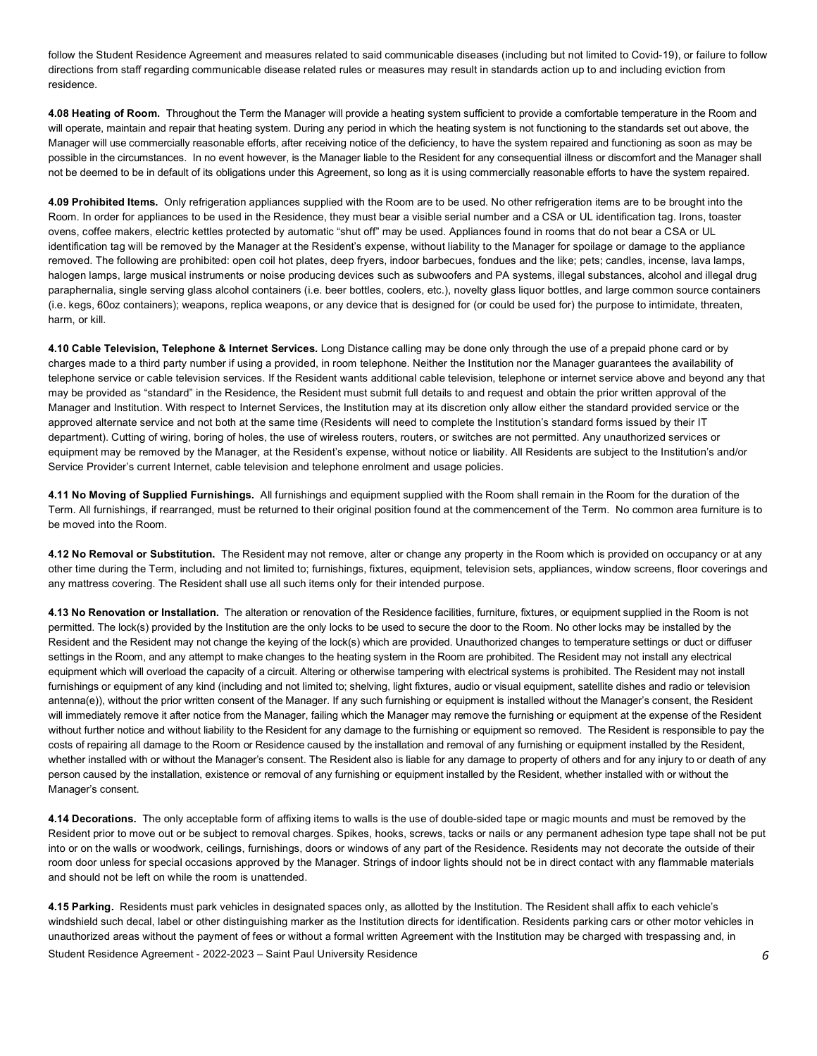follow the Student Residence Agreement and measures related to said communicable diseases (including but not limited to Covid-19), or failure to follow directions from staff regarding communicable disease related rules or measures may result in standards action up to and including eviction from residence.

**4.08 Heating of Room.** Throughout the Term the Manager will provide a heating system sufficient to provide a comfortable temperature in the Room and will operate, maintain and repair that heating system. During any period in which the heating system is not functioning to the standards set out above, the Manager will use commercially reasonable efforts, after receiving notice of the deficiency, to have the system repaired and functioning as soon as may be possible in the circumstances. In no event however, is the Manager liable to the Resident for any consequential illness or discomfort and the Manager shall not be deemed to be in default of its obligations under this Agreement, so long as it is using commercially reasonable efforts to have the system repaired.

**4.09 Prohibited Items.** Only refrigeration appliances supplied with the Room are to be used. No other refrigeration items are to be brought into the Room. In order for appliances to be used in the Residence, they must bear a visible serial number and a CSA or UL identification tag. Irons, toaster ovens, coffee makers, electric kettles protected by automatic "shut off" may be used. Appliances found in rooms that do not bear a CSA or UL identification tag will be removed by the Manager at the Resident's expense, without liability to the Manager for spoilage or damage to the appliance removed. The following are prohibited: open coil hot plates, deep fryers, indoor barbecues, fondues and the like; pets; candles, incense, lava lamps, halogen lamps, large musical instruments or noise producing devices such as subwoofers and PA systems, illegal substances, alcohol and illegal drug paraphernalia, single serving glass alcohol containers (i.e. beer bottles, coolers, etc.), novelty glass liquor bottles, and large common source containers (i.e. kegs, 60oz containers); weapons, replica weapons, or any device that is designed for (or could be used for) the purpose to intimidate, threaten, harm, or kill.

**4.10 Cable Television, Telephone & Internet Services.** Long Distance calling may be done only through the use of a prepaid phone card or by charges made to a third party number if using a provided, in room telephone. Neither the Institution nor the Manager guarantees the availability of telephone service or cable television services. If the Resident wants additional cable television, telephone or internet service above and beyond any that may be provided as "standard" in the Residence, the Resident must submit full details to and request and obtain the prior written approval of the Manager and Institution. With respect to Internet Services, the Institution may at its discretion only allow either the standard provided service or the approved alternate service and not both at the same time (Residents will need to complete the Institution's standard forms issued by their IT department). Cutting of wiring, boring of holes, the use of wireless routers, routers, or switches are not permitted. Any unauthorized services or equipment may be removed by the Manager, at the Resident's expense, without notice or liability. All Residents are subject to the Institution's and/or Service Provider's current Internet, cable television and telephone enrolment and usage policies.

**4.11 No Moving of Supplied Furnishings.** All furnishings and equipment supplied with the Room shall remain in the Room for the duration of the Term. All furnishings, if rearranged, must be returned to their original position found at the commencement of the Term. No common area furniture is to be moved into the Room.

**4.12 No Removal or Substitution.** The Resident may not remove, alter or change any property in the Room which is provided on occupancy or at any other time during the Term, including and not limited to; furnishings, fixtures, equipment, television sets, appliances, window screens, floor coverings and any mattress covering. The Resident shall use all such items only for their intended purpose.

**4.13 No Renovation or Installation.** The alteration or renovation of the Residence facilities, furniture, fixtures, or equipment supplied in the Room is not permitted. The lock(s) provided by the Institution are the only locks to be used to secure the door to the Room. No other locks may be installed by the Resident and the Resident may not change the keying of the lock(s) which are provided. Unauthorized changes to temperature settings or duct or diffuser settings in the Room, and any attempt to make changes to the heating system in the Room are prohibited. The Resident may not install any electrical equipment which will overload the capacity of a circuit. Altering or otherwise tampering with electrical systems is prohibited. The Resident may not install furnishings or equipment of any kind (including and not limited to; shelving, light fixtures, audio or visual equipment, satellite dishes and radio or television antenna(e)), without the prior written consent of the Manager. If any such furnishing or equipment is installed without the Manager's consent, the Resident will immediately remove it after notice from the Manager, failing which the Manager may remove the furnishing or equipment at the expense of the Resident without further notice and without liability to the Resident for any damage to the furnishing or equipment so removed. The Resident is responsible to pay the costs of repairing all damage to the Room or Residence caused by the installation and removal of any furnishing or equipment installed by the Resident, whether installed with or without the Manager's consent. The Resident also is liable for any damage to property of others and for any injury to or death of any person caused by the installation, existence or removal of any furnishing or equipment installed by the Resident, whether installed with or without the Manager's consent.

**4.14 Decorations.** The only acceptable form of affixing items to walls is the use of double-sided tape or magic mounts and must be removed by the Resident prior to move out or be subject to removal charges. Spikes, hooks, screws, tacks or nails or any permanent adhesion type tape shall not be put into or on the walls or woodwork, ceilings, furnishings, doors or windows of any part of the Residence. Residents may not decorate the outside of their room door unless for special occasions approved by the Manager. Strings of indoor lights should not be in direct contact with any flammable materials and should not be left on while the room is unattended.

**4.15 Parking.** Residents must park vehicles in designated spaces only, as allotted by the Institution. The Resident shall affix to each vehicle's windshield such decal, label or other distinguishing marker as the Institution directs for identification. Residents parking cars or other motor vehicles in unauthorized areas without the payment of fees or without a formal written Agreement with the Institution may be charged with trespassing and, in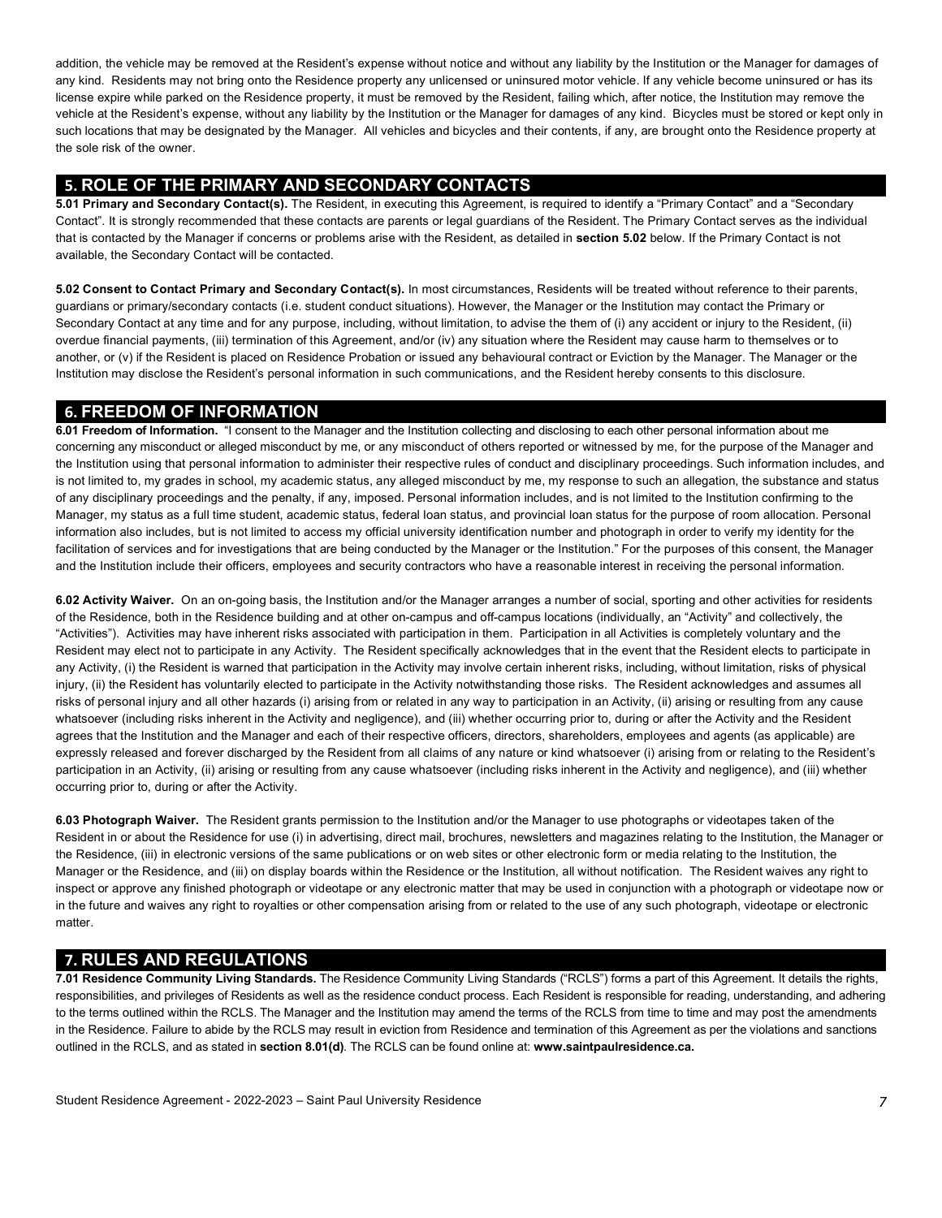addition, the vehicle may be removed at the Resident's expense without notice and without any liability by the Institution or the Manager for damages of any kind. Residents may not bring onto the Residence property any unlicensed or uninsured motor vehicle. If any vehicle become uninsured or has its license expire while parked on the Residence property, it must be removed by the Resident, failing which, after notice, the Institution may remove the vehicle at the Resident's expense, without any liability by the Institution or the Manager for damages of any kind. Bicycles must be stored or kept only in such locations that may be designated by the Manager. All vehicles and bicycles and their contents, if any, are brought onto the Residence property at the sole risk of the owner.

## 5. ROLE OF THE PRIMARY AND SECONDARY CONTACTS

**5.01 Primary and Secondary Contact(s).** The Resident, in executing this Agreement, is required to identify a "Primary Contact" and a "Secondary Contact". It is strongly recommended that these contacts are parents or legal guardians of the Resident. The Primary Contact serves as the individual that is contacted by the Manager if concerns or problems arise with the Resident, as detailed in **section 5.02** below. If the Primary Contact is not available, the Secondary Contact will be contacted.

**5.02 Consent to Contact Primary and Secondary Contact(s).** In most circumstances, Residents will be treated without reference to their parents, guardians or primary/secondary contacts (i.e. student conduct situations). However, the Manager or the Institution may contact the Primary or Secondary Contact at any time and for any purpose, including, without limitation, to advise the them of (i) any accident or injury to the Resident, (ii) overdue financial payments, (iii) termination of this Agreement, and/or (iv) any situation where the Resident may cause harm to themselves or to another, or (v) if the Resident is placed on Residence Probation or issued any behavioural contract or Eviction by the Manager. The Manager or the Institution may disclose the Resident's personal information in such communications, and the Resident hereby consents to this disclosure.

## 6. FREEDOM OF INFORMATION

**6.01 Freedom of Information.** "I consent to the Manager and the Institution collecting and disclosing to each other personal information about me concerning any misconduct or alleged misconduct by me, or any misconduct of others reported or witnessed by me, for the purpose of the Manager and the Institution using that personal information to administer their respective rules of conduct and disciplinary proceedings. Such information includes, and is not limited to, my grades in school, my academic status, any alleged misconduct by me, my response to such an allegation, the substance and status of any disciplinary proceedings and the penalty, if any, imposed. Personal information includes, and is not limited to the Institution confirming to the Manager, my status as a full time student, academic status, federal loan status, and provincial loan status for the purpose of room allocation. Personal information also includes, but is not limited to access my official university identification number and photograph in order to verify my identity for the facilitation of services and for investigations that are being conducted by the Manager or the Institution." For the purposes of this consent, the Manager and the Institution include their officers, employees and security contractors who have a reasonable interest in receiving the personal information.

**6.02 Activity Waiver.** On an on-going basis, the Institution and/or the Manager arranges a number of social, sporting and other activities for residents of the Residence, both in the Residence building and at other on-campus and off-campus locations (individually, an "Activity" and collectively, the "Activities"). Activities may have inherent risks associated with participation in them. Participation in all Activities is completely voluntary and the Resident may elect not to participate in any Activity. The Resident specifically acknowledges that in the event that the Resident elects to participate in any Activity, (i) the Resident is warned that participation in the Activity may involve certain inherent risks, including, without limitation, risks of physical injury, (ii) the Resident has voluntarily elected to participate in the Activity notwithstanding those risks. The Resident acknowledges and assumes all risks of personal injury and all other hazards (i) arising from or related in any way to participation in an Activity, (ii) arising or resulting from any cause whatsoever (including risks inherent in the Activity and negligence), and (iii) whether occurring prior to, during or after the Activity and the Resident agrees that the Institution and the Manager and each of their respective officers, directors, shareholders, employees and agents (as applicable) are expressly released and forever discharged by the Resident from all claims of any nature or kind whatsoever (i) arising from or relating to the Resident's participation in an Activity, (ii) arising or resulting from any cause whatsoever (including risks inherent in the Activity and negligence), and (iii) whether occurring prior to, during or after the Activity.

**6.03 Photograph Waiver.** The Resident grants permission to the Institution and/or the Manager to use photographs or videotapes taken of the Resident in or about the Residence for use (i) in advertising, direct mail, brochures, newsletters and magazines relating to the Institution, the Manager or the Residence, (iii) in electronic versions of the same publications or on web sites or other electronic form or media relating to the Institution, the Manager or the Residence, and (iii) on display boards within the Residence or the Institution, all without notification. The Resident waives any right to inspect or approve any finished photograph or videotape or any electronic matter that may be used in conjunction with a photograph or videotape now or in the future and waives any right to royalties or other compensation arising from or related to the use of any such photograph, videotape or electronic matter.

## 7. RULES AND REGULATIONS

**7.01 Residence Community Living Standards.** The Residence Community Living Standards ("RCLS") forms a part of this Agreement. It details the rights, responsibilities, and privileges of Residents as well as the residence conduct process. Each Resident is responsible for reading, understanding, and adhering to the terms outlined within the RCLS. The Manager and the Institution may amend the terms of the RCLS from time to time and may post the amendments in the Residence. Failure to abide by the RCLS may result in eviction from Residence and termination of this Agreement as per the violations and sanctions outlined in the RCLS, and as stated in **section 8.01(d)**. The RCLS can be found online at: **www.saintpaulresidence.ca.**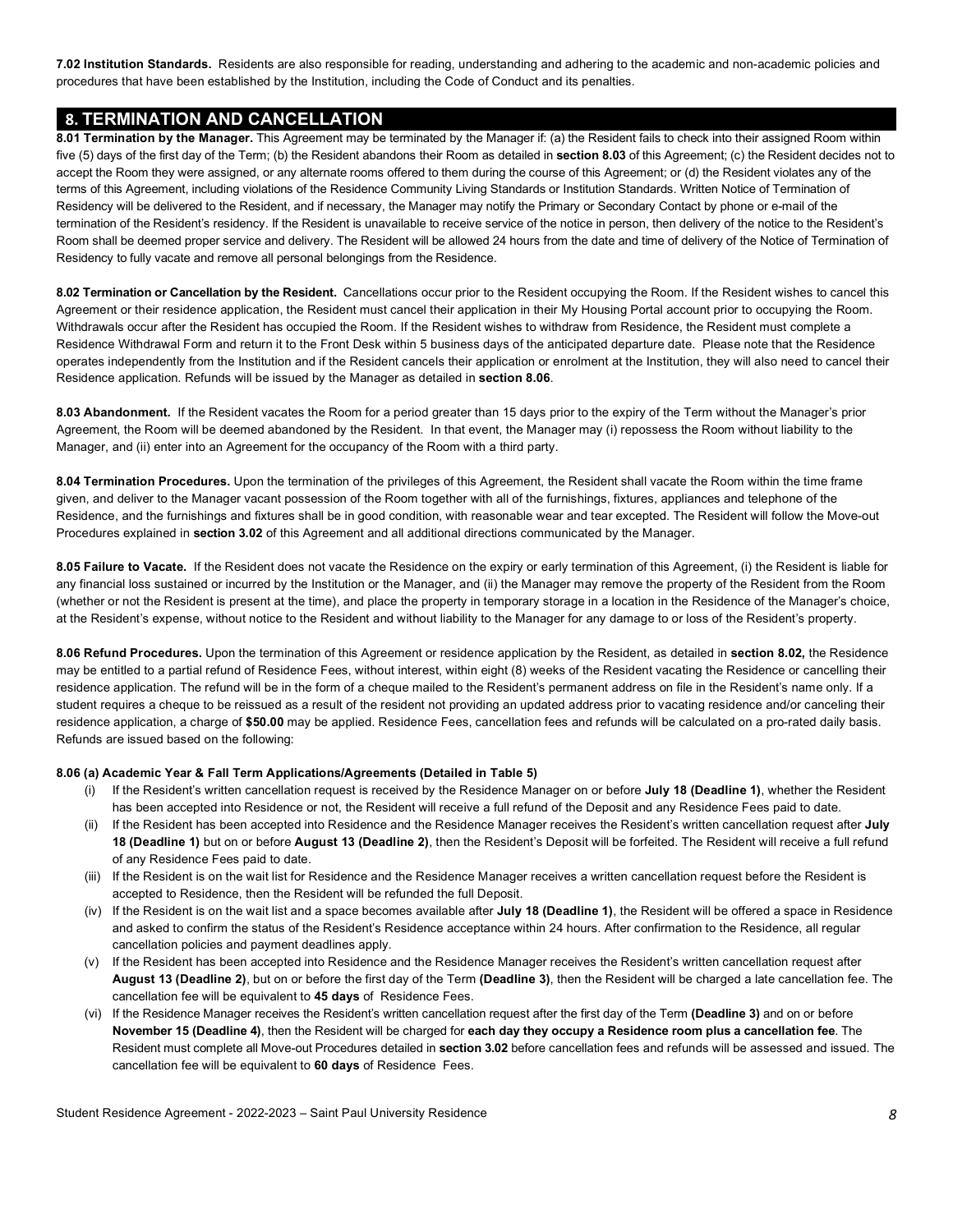**7.02 Institution Standards.** Residents are also responsible for reading, understanding and adhering to the academic and non-academic policies and procedures that have been established by the Institution, including the Code of Conduct and its penalties.

## 8. TERMINATION AND CANCELLATION

**8.01 Termination by the Manager.** This Agreement may be terminated by the Manager if: (a) the Resident fails to check into their assigned Room within five (5) days of the first day of the Term; (b) the Resident abandons their Room as detailed in **section 8.03** of this Agreement; (c) the Resident decides not to accept the Room they were assigned, or any alternate rooms offered to them during the course of this Agreement; or (d) the Resident violates any of the terms of this Agreement, including violations of the Residence Community Living Standards or Institution Standards. Written Notice of Termination of Residency will be delivered to the Resident, and if necessary, the Manager may notify the Primary or Secondary Contact by phone or e-mail of the termination of the Resident's residency. If the Resident is unavailable to receive service of the notice in person, then delivery of the notice to the Resident's Room shall be deemed proper service and delivery. The Resident will be allowed 24 hours from the date and time of delivery of the Notice of Termination of Residency to fully vacate and remove all personal belongings from the Residence.

**8.02 Termination or Cancellation by the Resident.** Cancellations occur prior to the Resident occupying the Room. If the Resident wishes to cancel this Agreement or their residence application, the Resident must cancel their application in their My Housing Portal account prior to occupying the Room. Withdrawals occur after the Resident has occupied the Room. If the Resident wishes to withdraw from Residence, the Resident must complete a Residence Withdrawal Form and return it to the Front Desk within 5 business days of the anticipated departure date. Please note that the Residence operates independently from the Institution and if the Resident cancels their application or enrolment at the Institution, they will also need to cancel their Residence application. Refunds will be issued by the Manager as detailed in **section 8.06**.

**8.03 Abandonment.** If the Resident vacates the Room for a period greater than 15 days prior to the expiry of the Term without the Manager's prior Agreement, the Room will be deemed abandoned by the Resident. In that event, the Manager may (i) repossess the Room without liability to the Manager, and (ii) enter into an Agreement for the occupancy of the Room with a third party.

**8.04 Termination Procedures.** Upon the termination of the privileges of this Agreement, the Resident shall vacate the Room within the time frame given, and deliver to the Manager vacant possession of the Room together with all of the furnishings, fixtures, appliances and telephone of the Residence, and the furnishings and fixtures shall be in good condition, with reasonable wear and tear excepted. The Resident will follow the Move-out Procedures explained in **section 3.02** of this Agreement and all additional directions communicated by the Manager.

**8.05 Failure to Vacate.** If the Resident does not vacate the Residence on the expiry or early termination of this Agreement, (i) the Resident is liable for any financial loss sustained or incurred by the Institution or the Manager, and (ii) the Manager may remove the property of the Resident from the Room (whether or not the Resident is present at the time), and place the property in temporary storage in a location in the Residence of the Manager's choice, at the Resident's expense, without notice to the Resident and without liability to the Manager for any damage to or loss of the Resident's property.

**8.06 Refund Procedures.** Upon the termination of this Agreement or residence application by the Resident, as detailed in **section 8.02,** the Residence may be entitled to a partial refund of Residence Fees, without interest, within eight (8) weeks of the Resident vacating the Residence or cancelling their residence application. The refund will be in the form of a cheque mailed to the Resident's permanent address on file in the Resident's name only. If a student requires a cheque to be reissued as a result of the resident not providing an updated address prior to vacating residence and/or canceling their residence application, a charge of **$50.00** may be applied. Residence Fees, cancellation fees and refunds will be calculated on a pro-rated daily basis. Refunds are issued based on the following:

**8.06 (a) Academic Year & Fall Term Applications/Agreements (Detailed in Table 5)**

(i) If the Resident's written cancellation request is received by the Residence Manager on or before **July 18 (Deadline 1)**, whether the Resident has been accepted into Residence or not, the Resident will receive a full refund of the Deposit and any Residence Fees paid to date.

(ii) If the Resident has been accepted into Residence and the Residence Manager receives the Resident's written cancellation request after **July 18 (Deadline 1)** but on or before **August 13 (Deadline 2)**, then the Resident's Deposit will be forfeited. The Resident will receive a full refund of any Residence Fees paid to date.

(iii) If the Resident is on the wait list for Residence and the Residence Manager receives a written cancellation request before the Resident is accepted to Residence, then the Resident will be refunded the full Deposit.

(iv) If the Resident is on the wait list and a space becomes available after **July 18 (Deadline 1)**, the Resident will be offered a space in Residence and asked to confirm the status of the Resident's Residence acceptance within 24 hours. After confirmation to the Residence, all regular cancellation policies and payment deadlines apply.

(v) If the Resident has been accepted into Residence and the Residence Manager receives the Resident's written cancellation request after **August 13 (Deadline 2)**, but on or before the first day of the Term **(Deadline 3)**, then the Resident will be charged a late cancellation fee. The cancellation fee will be equivalent to **45 days** of Residence Fees.

(vi) If the Residence Manager receives the Resident's written cancellation request after the first day of the Term **(Deadline 3)** and on or before **November 15 (Deadline 4)**, then the Resident will be charged for **each day they occupy a Residence room plus a cancellation fee**. The Resident must complete all Move-out Procedures detailed in **section 3.02** before cancellation fees and refunds will be assessed and issued. The cancellation fee will be equivalent to **60 days** of Residence Fees.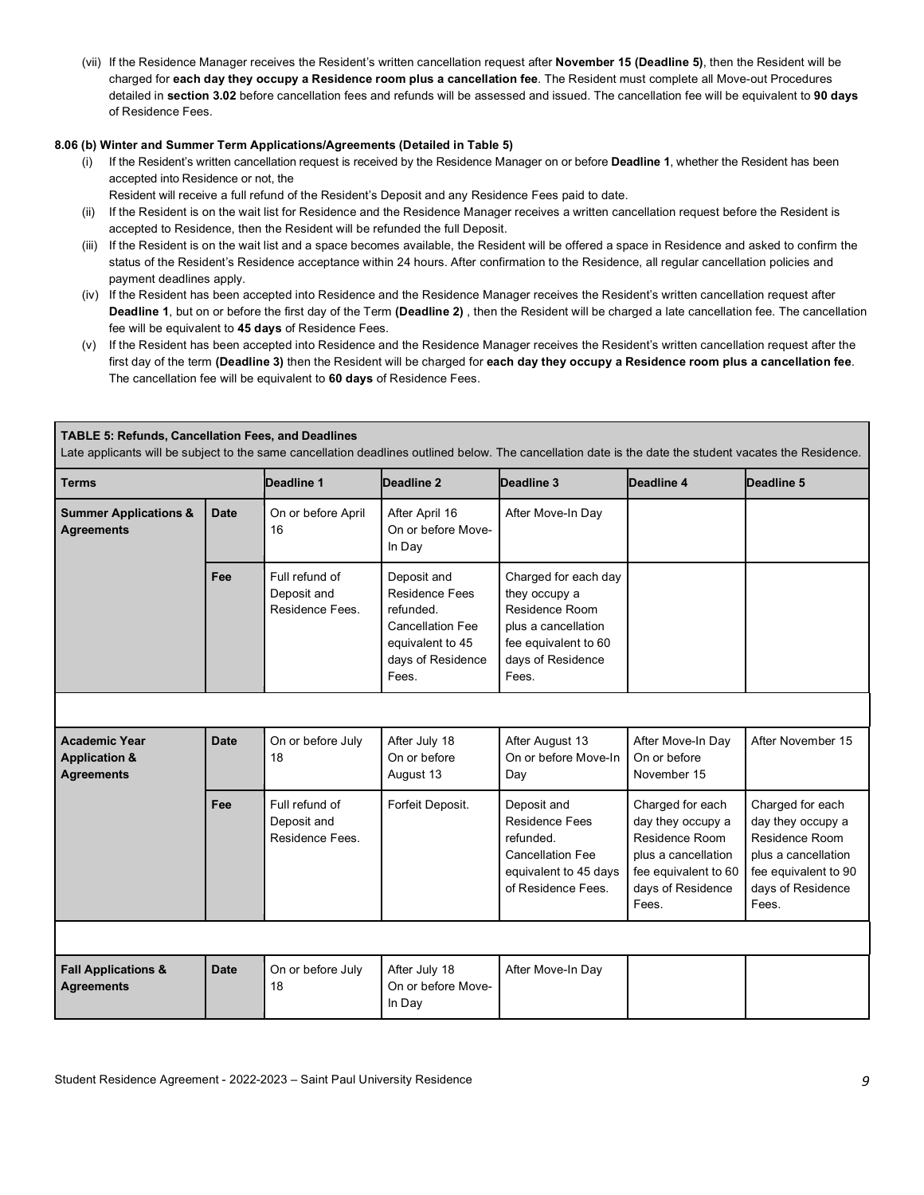(vii) If the Residence Manager receives the Resident's written cancellation request after **November 15 (Deadline 5)**, then the Resident will be charged for **each day they occupy a Residence room plus a cancellation fee**. The Resident must complete all Move-out Procedures detailed in **section 3.02** before cancellation fees and refunds will be assessed and issued. The cancellation fee will be equivalent to **90 days** of Residence Fees.

**8.06 (b) Winter and Summer Term Applications/Agreements (Detailed in Table 5)**

(i) If the Resident's written cancellation request is received by the Residence Manager on or before **Deadline 1**, whether the Resident has been accepted into Residence or not, the Resident will receive a full refund of the Resident's Deposit and any Residence Fees paid to date.

(ii) If the Resident is on the wait list for Residence and the Residence Manager receives a written cancellation request before the Resident is accepted to Residence, then the Resident will be refunded the full Deposit.

(iii) If the Resident is on the wait list and a space becomes available, the Resident will be offered a space in Residence and asked to confirm the status of the Resident's Residence acceptance within 24 hours. After confirmation to the Residence, all regular cancellation policies and payment deadlines apply.

(iv) If the Resident has been accepted into Residence and the Residence Manager receives the Resident's written cancellation request after **Deadline 1**, but on or before the first day of the Term **(Deadline 2)** , then the Resident will be charged a late cancellation fee. The cancellation fee will be equivalent to **45 days** of Residence Fees.

(v) If the Resident has been accepted into Residence and the Residence Manager receives the Resident's written cancellation request after the first day of the term **(Deadline 3)** then the Resident will be charged for **each day they occupy a Residence room plus a cancellation fee**. The cancellation fee will be equivalent to **60 days** of Residence Fees.

**TABLE 5: Refunds, Cancellation Fees, and Deadlines**

Late applicants will be subject to the same cancellation deadlines outlined below. The cancellation date is the date the student vacates the Residence.

| Terms | | Deadline 1 | Deadline 2 | Deadline 3 | Deadline 4 | Deadline 5 |
|---|---|---|---|---|---|---|
| **Summer Applications & Agreements** | **Date** | On or before April 16 | After April 16 On or before Move-In Day | After Move-In Day | | |
| | **Fee** | Full refund of Deposit and Residence Fees. | Deposit and Residence Fees refunded. Cancellation Fee equivalent to 45 days of Residence Fees. | Charged for each day they occupy a Residence Room plus a cancellation fee equivalent to 60 days of Residence Fees. | | |
| | | | | | | |
| **Academic Year Application & Agreements** | **Date** | On or before July 18 | After July 18 On or before August 13 | After August 13 On or before Move-In Day | After Move-In Day On or before November 15 | After November 15 |
| | **Fee** | Full refund of Deposit and Residence Fees. | Forfeit Deposit. | Deposit and Residence Fees refunded. Cancellation Fee equivalent to 45 days of Residence Fees. | Charged for each day they occupy a Residence Room plus a cancellation fee equivalent to 60 days of Residence Fees. | Charged for each day they occupy a Residence Room plus a cancellation fee equivalent to 90 days of Residence Fees. |
| | | | | | | |
| **Fall Applications & Agreements** | **Date** | On or before July 18 | After July 18 On or before Move-In Day | After Move-In Day | | |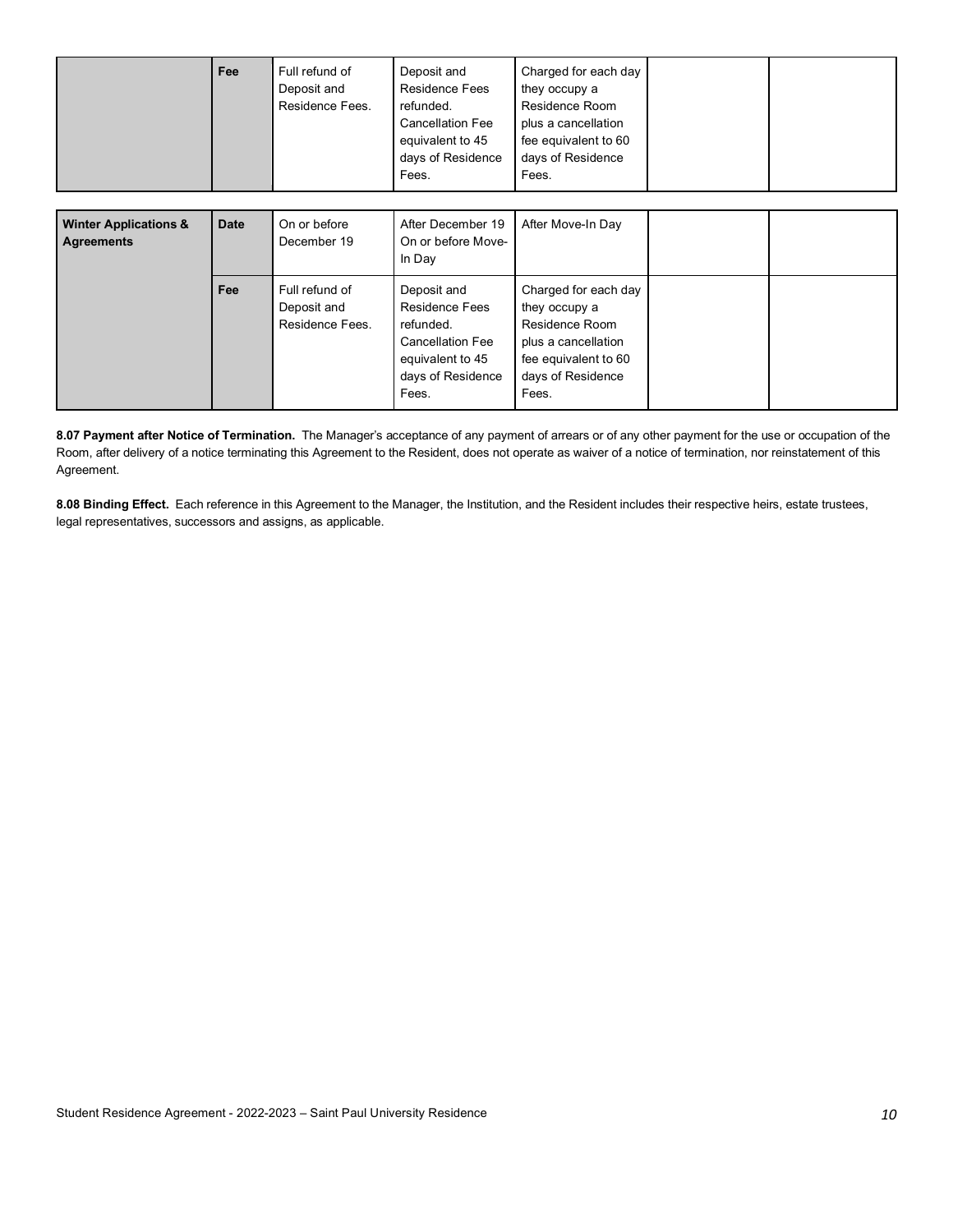| | | | | | | |
|---|---|---|---|---|---|---|
| | **Fee** | Full refund of Deposit and Residence Fees. | Deposit and Residence Fees refunded. Cancellation Fee equivalent to 45 days of Residence Fees. | Charged for each day they occupy a Residence Room plus a cancellation fee equivalent to 60 days of Residence Fees. | | |

| | | | | | | |
|---|---|---|---|---|---|---|
| **Winter Applications & Agreements** | **Date** | On or before December 19 | After December 19 On or before Move-In Day | After Move-In Day | | |
| | **Fee** | Full refund of Deposit and Residence Fees. | Deposit and Residence Fees refunded. Cancellation Fee equivalent to 45 days of Residence Fees. | Charged for each day they occupy a Residence Room plus a cancellation fee equivalent to 60 days of Residence Fees. | | |

**8.07 Payment after Notice of Termination.** The Manager's acceptance of any payment of arrears or of any other payment for the use or occupation of the Room, after delivery of a notice terminating this Agreement to the Resident, does not operate as waiver of a notice of termination, nor reinstatement of this Agreement.

**8.08 Binding Effect.** Each reference in this Agreement to the Manager, the Institution, and the Resident includes their respective heirs, estate trustees, legal representatives, successors and assigns, as applicable.